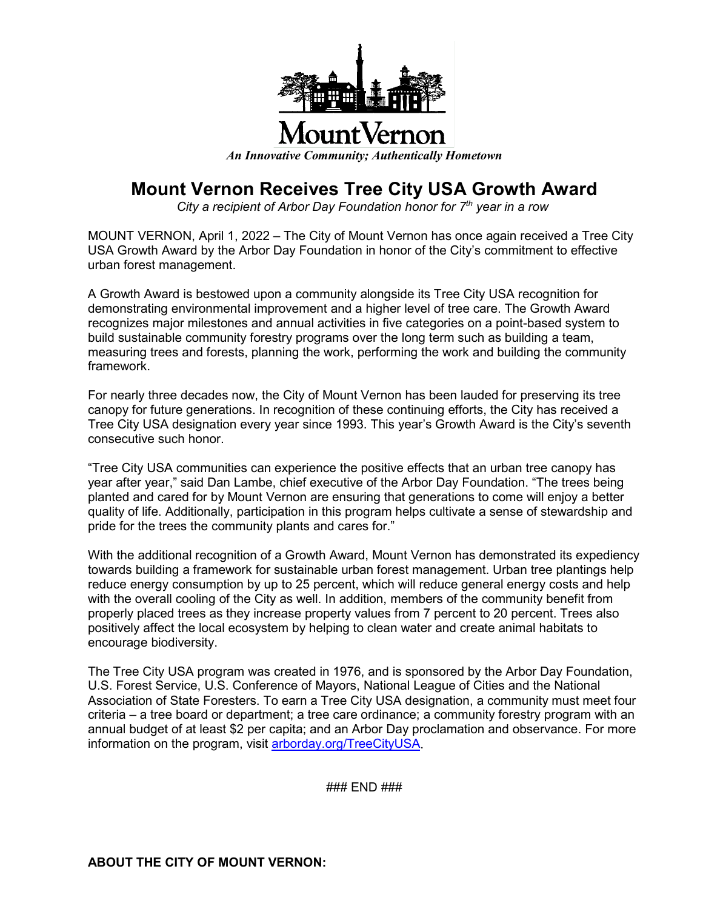Mount Vernon

*An Innovative Community; Authentically Hometown*

# Mount Vernon Receives Tree City USA Growth Award

*City a recipient of Arbor Day Foundation honor for 7th year in a row*

MOUNT VERNON, April 1, 2022 – The City of Mount Vernon has once again received a Tree City USA Growth Award by the Arbor Day Foundation in honor of the City's commitment to effective urban forest management.

A Growth Award is bestowed upon a community alongside its Tree City USA recognition for demonstrating environmental improvement and a higher level of tree care. The Growth Award recognizes major milestones and annual activities in five categories on a point-based system to build sustainable community forestry programs over the long term such as building a team, measuring trees and forests, planning the work, performing the work and building the community framework.

For nearly three decades now, the City of Mount Vernon has been lauded for preserving its tree canopy for future generations. In recognition of these continuing efforts, the City has received a Tree City USA designation every year since 1993. This year's Growth Award is the City's seventh consecutive such honor.

"Tree City USA communities can experience the positive effects that an urban tree canopy has year after year," said Dan Lambe, chief executive of the Arbor Day Foundation. "The trees being planted and cared for by Mount Vernon are ensuring that generations to come will enjoy a better quality of life. Additionally, participation in this program helps cultivate a sense of stewardship and pride for the trees the community plants and cares for."

With the additional recognition of a Growth Award, Mount Vernon has demonstrated its expediency towards building a framework for sustainable urban forest management. Urban tree plantings help reduce energy consumption by up to 25 percent, which will reduce general energy costs and help with the overall cooling of the City as well. In addition, members of the community benefit from properly placed trees as they increase property values from 7 percent to 20 percent. Trees also positively affect the local ecosystem by helping to clean water and create animal habitats to encourage biodiversity.

The Tree City USA program was created in 1976, and is sponsored by the Arbor Day Foundation, U.S. Forest Service, U.S. Conference of Mayors, National League of Cities and the National Association of State Foresters. To earn a Tree City USA designation, a community must meet four criteria – a tree board or department; a tree care ordinance; a community forestry program with an annual budget of at least $2 per capita; and an Arbor Day proclamation and observance. For more information on the program, visit [arborday.org/TreeCityUSA](arborday.org/TreeCityUSA).

### END ###

**ABOUT THE CITY OF MOUNT VERNON:**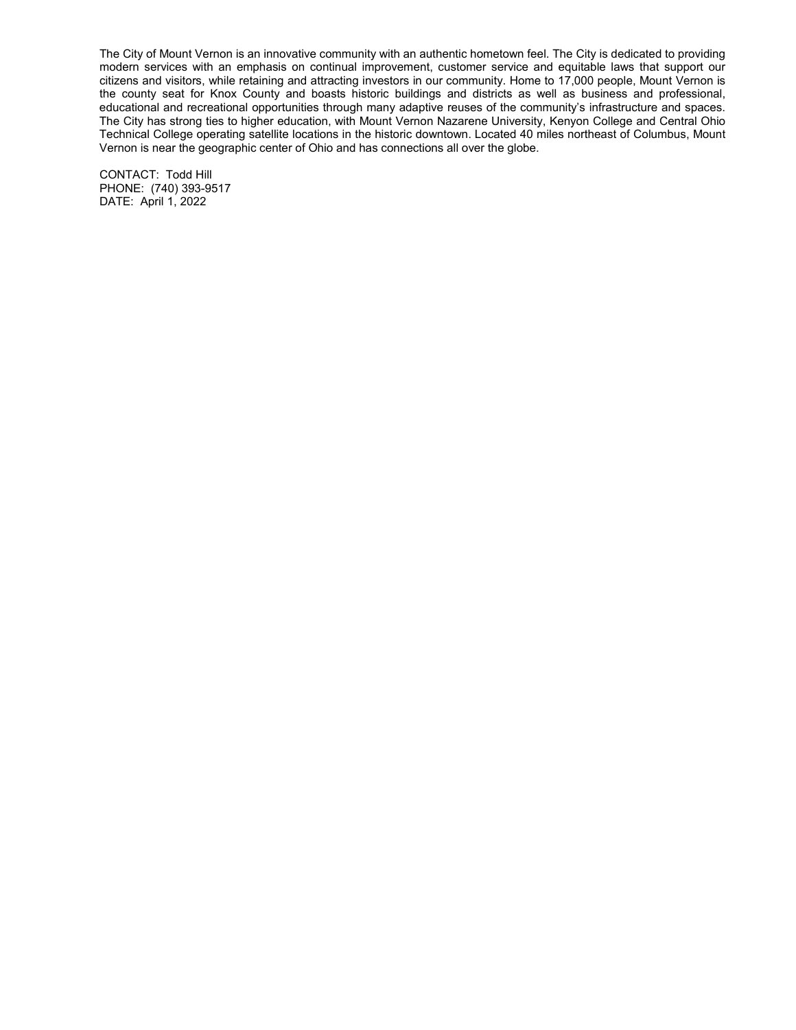The City of Mount Vernon is an innovative community with an authentic hometown feel. The City is dedicated to providing modern services with an emphasis on continual improvement, customer service and equitable laws that support our citizens and visitors, while retaining and attracting investors in our community. Home to 17,000 people, Mount Vernon is the county seat for Knox County and boasts historic buildings and districts as well as business and professional, educational and recreational opportunities through many adaptive reuses of the community's infrastructure and spaces. The City has strong ties to higher education, with Mount Vernon Nazarene University, Kenyon College and Central Ohio Technical College operating satellite locations in the historic downtown. Located 40 miles northeast of Columbus, Mount Vernon is near the geographic center of Ohio and has connections all over the globe.

CONTACT: Todd Hill
PHONE: (740) 393-9517
DATE: April 1, 2022